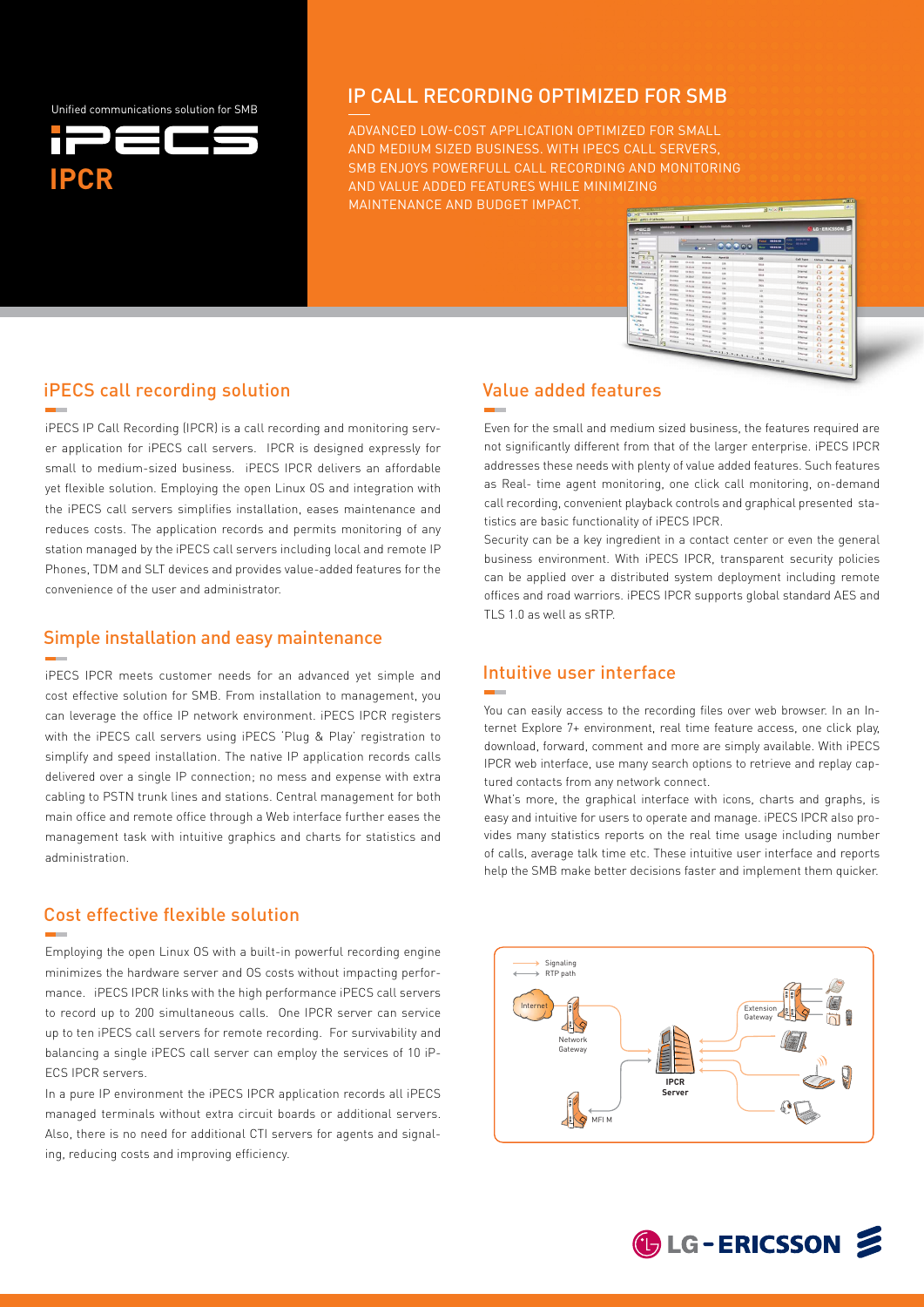Unified communications solution for SMB

# iPECS IPCR

## IP CALL RECORDING OPTIMIZED FOR SMB

ADVANCED LOW-COST APPLICATION OPTIMIZED FOR SMALL AND MEDIUM SIZED BUSINESS. WITH IPECS CALL SERVERS, SMB ENJOYS POWERFULL CALL RECORDING AND MONITORING AND VALUE ADDED FEATURES WHILE MINIMIZING MAINTENANCE AND BUDGET IMPACT.

## iPECS call recording solution

iPECS IP Call Recording (IPCR) is a call recording and monitoring server application for iPECS call servers. IPCR is designed expressly for small to medium-sized business. iPECS IPCR delivers an affordable yet flexible solution. Employing the open Linux OS and integration with the iPECS call servers simplifies installation, eases maintenance and reduces costs. The application records and permits monitoring of any station managed by the iPECS call servers including local and remote IP Phones, TDM and SLT devices and provides value-added features for the convenience of the user and administrator.

## Simple installation and easy maintenance

iPECS IPCR meets customer needs for an advanced yet simple and cost effective solution for SMB. From installation to management, you can leverage the office IP network environment. iPECS IPCR registers with the iPECS call servers using iPECS 'Plug & Play' registration to simplify and speed installation. The native IP application records calls delivered over a single IP connection; no mess and expense with extra cabling to PSTN trunk lines and stations. Central management for both main office and remote office through a Web interface further eases the management task with intuitive graphics and charts for statistics and administration.

## Cost effective flexible solution

Employing the open Linux OS with a built-in powerful recording engine minimizes the hardware server and OS costs without impacting performance. iPECS IPCR links with the high performance iPECS call servers to record up to 200 simultaneous calls. One IPCR server can service up to ten iPECS call servers for remote recording. For survivability and balancing a single iPECS call server can employ the services of 10 iPECS IPCR servers.

In a pure IP environment the iPECS IPCR application records all iPECS managed terminals without extra circuit boards or additional servers. Also, there is no need for additional CTI servers for agents and signaling, reducing costs and improving efficiency.

## Value added features

Even for the small and medium sized business, the features required are not significantly different from that of the larger enterprise. iPECS IPCR addresses these needs with plenty of value added features. Such features as Real- time agent monitoring, one click call monitoring, on-demand call recording, convenient playback controls and graphical presented statistics are basic functionality of iPECS IPCR.

Security can be a key ingredient in a contact center or even the general business environment. With iPECS IPCR, transparent security policies can be applied over a distributed system deployment including remote offices and road warriors. iPECS IPCR supports global standard AES and TLS 1.0 as well as sRTP.

## Intuitive user interface

You can easily access to the recording files over web browser. In an Internet Explore 7+ environment, real time feature access, one click play, download, forward, comment and more are simply available. With iPECS IPCR web interface, use many search options to retrieve and replay captured contacts from any network connect.

What's more, the graphical interface with icons, charts and graphs, is easy and intuitive for users to operate and manage. iPECS IPCR also provides many statistics reports on the real time usage including number of calls, average talk time etc. These intuitive user interface and reports help the SMB make better decisions faster and implement them quicker.

Signaling
RTP path
Internet
Network Gateway
Extension Gateway
IPCR Server
MFI M

LG-ERICSSON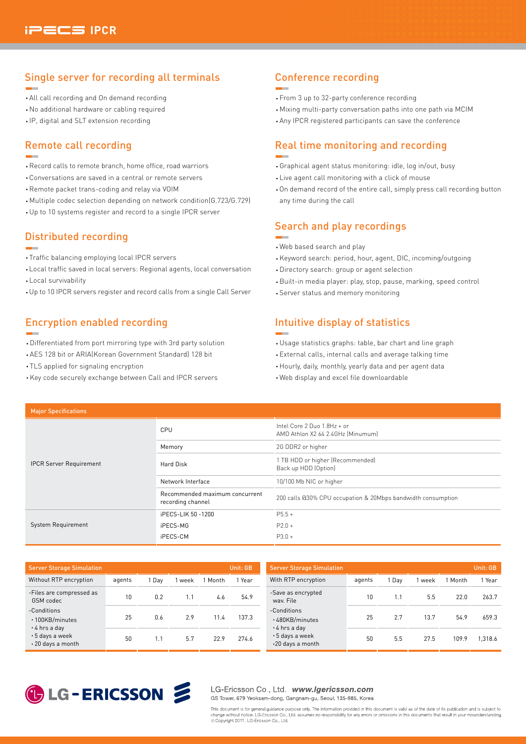## Single server for recording all terminals

- All call recording and On demand recording
- No additional hardware or cabling required
- IP, digital and SLT extension recording

## Remote call recording

- Record calls to remote branch, home office, road warriors
- Conversations are saved in a central or remote servers
- Remote packet trans-coding and relay via VOIM
- Multiple codec selection depending on network condition(G.723/G.729)
- Up to 10 systems register and record to a single IPCR server

## Distributed recording

- Traffic balancing employing local IPCR servers
- Local traffic saved in local servers: Regional agents, local conversation
- Local survivability
- Up to 10 IPCR servers register and record calls from a single Call Server

## Encryption enabled recording

- Differentiated from port mirroring type with 3rd party solution
- AES 128 bit or ARIA(Korean Government Standard) 128 bit
- TLS applied for signaling encryption
- Key code securely exchange between Call and IPCR servers

## Conference recording

- From 3 up to 32-party conference recording
- Mixing multi-party conversation paths into one path via MCIM
- Any IPCR registered participants can save the conference

## Real time monitoring and recording

- Graphical agent status monitoring: idle, log in/out, busy
- Live agent call monitoring with a click of mouse
- On demand record of the entire call, simply press call recording button any time during the call

## Search and play recordings

- Web based search and play
- Keyword search: period, hour, agent, DIC, incoming/outgoing
- Directory search: group or agent selection
- Built-in media player: play, stop, pause, marking, speed control
- Server status and memory monitoring

## Intuitive display of statistics

- Usage statistics graphs: table, bar chart and line graph
- External calls, internal calls and average talking time
- Hourly, daily, monthly, yearly data and per agent data
- Web display and excel file downloardable

### Major Specifications

| | | |
|---|---|---|
| IPCR Server Requirement | CPU | Intel Core 2 Duo 1.8Hz + or AMD Athlon X2 64 2.4GHz (Minumum) |
| | Memory | 2G DDR2 or higher |
| | Hard Disk | 1 TB HDD or higher (Recommended) Back up HDD (Option) |
| | Network Interface | 10/100 Mb NIC or higher |
| | Recommended maximum concurrent recording channel | 200 calls @30% CPU occupation & 20Mbps bandwidth consumption |
| System Requirement | iPECS-LIK 50 -1200 | P5.5 + |
| | iPECS-MG | P2.0 + |
| | iPECS-CM | P3.0 + |

### Server Storage Simulation (Unit: GB)

| Without RTP encryption | agents | 1 Day | 1 week | 1 Month | 1 Year |
|---|---|---|---|---|---|
| -Files are compressed as GSM codec | 10 | 0.2 | 1.1 | 4.6 | 54.9 |
| -Conditions<br>• 100KB/minutes<br>• 4 hrs a day | 25 | 0.6 | 2.9 | 11.4 | 137.3 |
| • 5 days a week<br>• 20 days a month | 50 | 1.1 | 5.7 | 22.9 | 274.6 |

### Server Storage Simulation (Unit: GB)

| With RTP encryption | agents | 1 Day | 1 week | 1 Month | 1 Year |
|---|---|---|---|---|---|
| -Save as encrypted wav. File | 10 | 1.1 | 5.5 | 22.0 | 263.7 |
| -Conditions<br>• 480KB/minutes<br>• 4 hrs a day | 25 | 2.7 | 13.7 | 54.9 | 659.3 |
| • 5 days a week<br>•20 days a month | 50 | 5.5 | 27.5 | 109.9 | 1,318.6 |

LG-Ericsson Co., Ltd. *www.lgericsson.com*
GS Tower, 679 Yeoksam-dong, Gangnam-gu, Seoul, 135-985, Korea

This document is for general guidance purpose only. The information provided in this document is valid as of the date of its publication and is subject to change without notice. LG-Ericsson Co., Ltd. assumes no responsibility for any errors or omissions in this documents that result in your misunderstanding.
© Copyright 2011 . LG-Ericsson Co., Ltd.